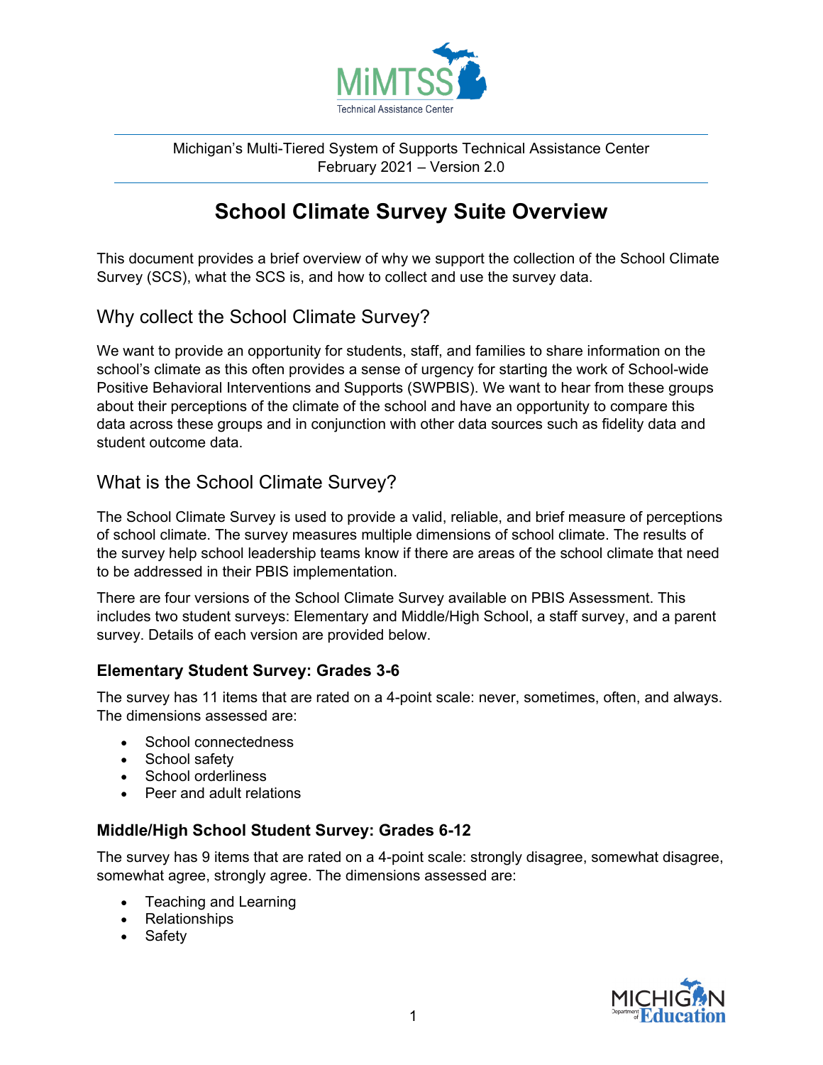Michigan's Multi-Tiered System of Supports Technical Assistance Center
February 2021 – Version 2.0

# School Climate Survey Suite Overview

This document provides a brief overview of why we support the collection of the School Climate Survey (SCS), what the SCS is, and how to collect and use the survey data.

## Why collect the School Climate Survey?

We want to provide an opportunity for students, staff, and families to share information on the school's climate as this often provides a sense of urgency for starting the work of School-wide Positive Behavioral Interventions and Supports (SWPBIS). We want to hear from these groups about their perceptions of the climate of the school and have an opportunity to compare this data across these groups and in conjunction with other data sources such as fidelity data and student outcome data.

## What is the School Climate Survey?

The School Climate Survey is used to provide a valid, reliable, and brief measure of perceptions of school climate. The survey measures multiple dimensions of school climate. The results of the survey help school leadership teams know if there are areas of the school climate that need to be addressed in their PBIS implementation.

There are four versions of the School Climate Survey available on PBIS Assessment. This includes two student surveys: Elementary and Middle/High School, a staff survey, and a parent survey. Details of each version are provided below.

### Elementary Student Survey: Grades 3-6

The survey has 11 items that are rated on a 4-point scale: never, sometimes, often, and always. The dimensions assessed are:

- School connectedness
- School safety
- School orderliness
- Peer and adult relations

### Middle/High School Student Survey: Grades 6-12

The survey has 9 items that are rated on a 4-point scale: strongly disagree, somewhat disagree, somewhat agree, strongly agree. The dimensions assessed are:

- Teaching and Learning
- Relationships
- Safety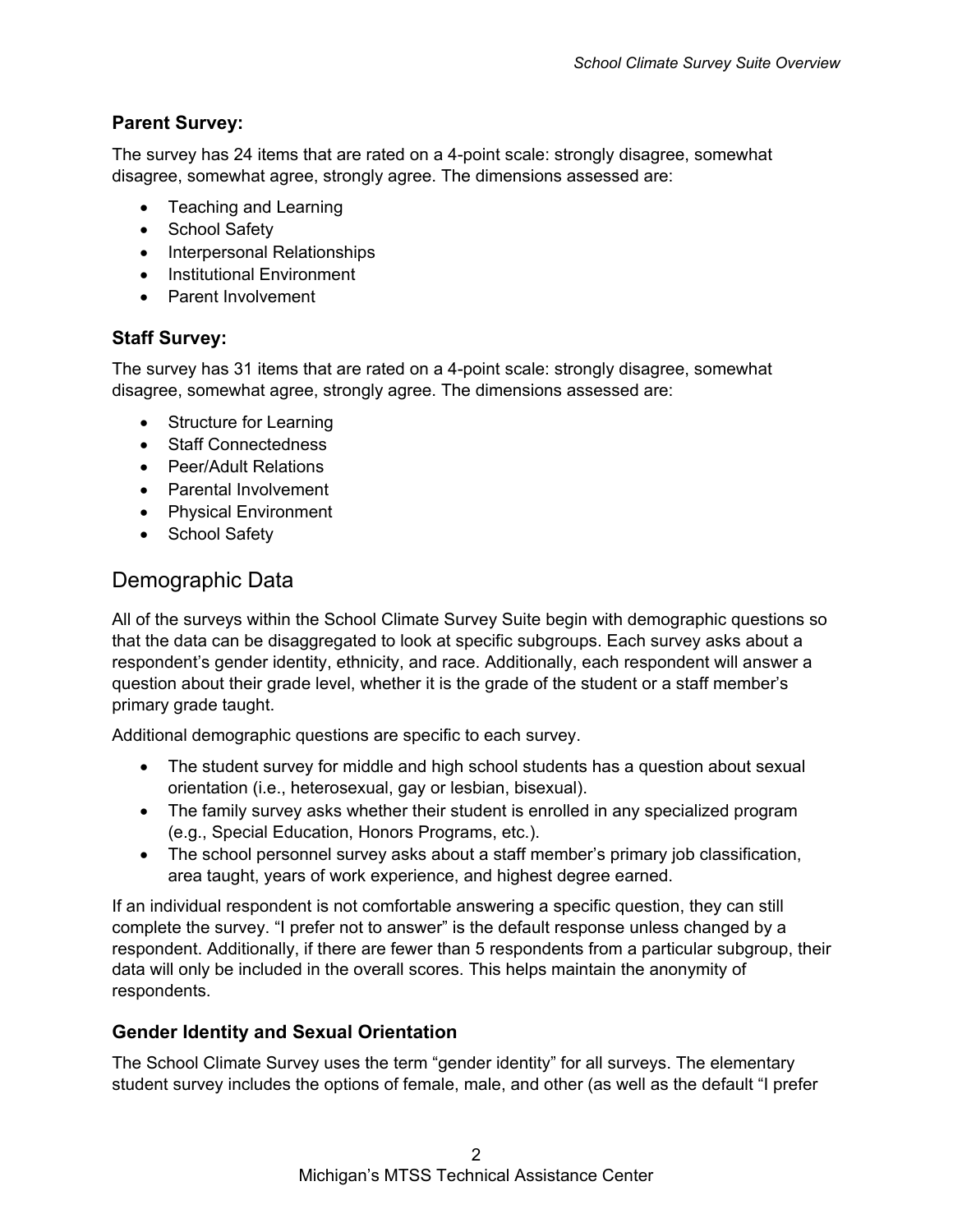### Parent Survey:

The survey has 24 items that are rated on a 4-point scale: strongly disagree, somewhat disagree, somewhat agree, strongly agree. The dimensions assessed are:

- Teaching and Learning
- School Safety
- Interpersonal Relationships
- Institutional Environment
- Parent Involvement

### Staff Survey:

The survey has 31 items that are rated on a 4-point scale: strongly disagree, somewhat disagree, somewhat agree, strongly agree. The dimensions assessed are:

- Structure for Learning
- Staff Connectedness
- Peer/Adult Relations
- Parental Involvement
- Physical Environment
- School Safety

## Demographic Data

All of the surveys within the School Climate Survey Suite begin with demographic questions so that the data can be disaggregated to look at specific subgroups. Each survey asks about a respondent's gender identity, ethnicity, and race. Additionally, each respondent will answer a question about their grade level, whether it is the grade of the student or a staff member's primary grade taught.

Additional demographic questions are specific to each survey.

- The student survey for middle and high school students has a question about sexual orientation (i.e., heterosexual, gay or lesbian, bisexual).
- The family survey asks whether their student is enrolled in any specialized program (e.g., Special Education, Honors Programs, etc.).
- The school personnel survey asks about a staff member's primary job classification, area taught, years of work experience, and highest degree earned.

If an individual respondent is not comfortable answering a specific question, they can still complete the survey. "I prefer not to answer" is the default response unless changed by a respondent. Additionally, if there are fewer than 5 respondents from a particular subgroup, their data will only be included in the overall scores. This helps maintain the anonymity of respondents.

### Gender Identity and Sexual Orientation

The School Climate Survey uses the term "gender identity" for all surveys. The elementary student survey includes the options of female, male, and other (as well as the default "I prefer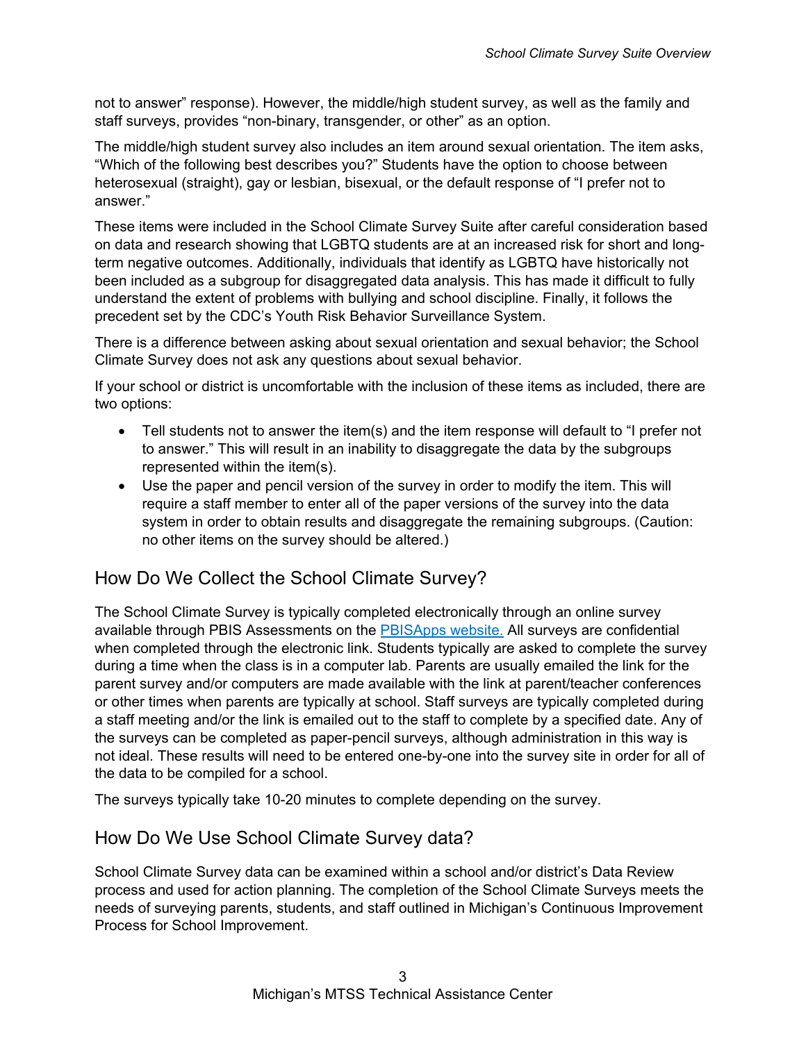not to answer" response). However, the middle/high student survey, as well as the family and staff surveys, provides "non-binary, transgender, or other" as an option.

The middle/high student survey also includes an item around sexual orientation. The item asks, "Which of the following best describes you?" Students have the option to choose between heterosexual (straight), gay or lesbian, bisexual, or the default response of "I prefer not to answer."

These items were included in the School Climate Survey Suite after careful consideration based on data and research showing that LGBTQ students are at an increased risk for short and long-term negative outcomes. Additionally, individuals that identify as LGBTQ have historically not been included as a subgroup for disaggregated data analysis. This has made it difficult to fully understand the extent of problems with bullying and school discipline. Finally, it follows the precedent set by the CDC's Youth Risk Behavior Surveillance System.

There is a difference between asking about sexual orientation and sexual behavior; the School Climate Survey does not ask any questions about sexual behavior.

If your school or district is uncomfortable with the inclusion of these items as included, there are two options:

- Tell students not to answer the item(s) and the item response will default to "I prefer not to answer." This will result in an inability to disaggregate the data by the subgroups represented within the item(s).
- Use the paper and pencil version of the survey in order to modify the item. This will require a staff member to enter all of the paper versions of the survey into the data system in order to obtain results and disaggregate the remaining subgroups. (Caution: no other items on the survey should be altered.)

## How Do We Collect the School Climate Survey?

The School Climate Survey is typically completed electronically through an online survey available through PBIS Assessments on the [PBISApps website.](PBISApps website) All surveys are confidential when completed through the electronic link. Students typically are asked to complete the survey during a time when the class is in a computer lab. Parents are usually emailed the link for the parent survey and/or computers are made available with the link at parent/teacher conferences or other times when parents are typically at school. Staff surveys are typically completed during a staff meeting and/or the link is emailed out to the staff to complete by a specified date. Any of the surveys can be completed as paper-pencil surveys, although administration in this way is not ideal. These results will need to be entered one-by-one into the survey site in order for all of the data to be compiled for a school.

The surveys typically take 10-20 minutes to complete depending on the survey.

## How Do We Use School Climate Survey data?

School Climate Survey data can be examined within a school and/or district's Data Review process and used for action planning. The completion of the School Climate Surveys meets the needs of surveying parents, students, and staff outlined in Michigan's Continuous Improvement Process for School Improvement.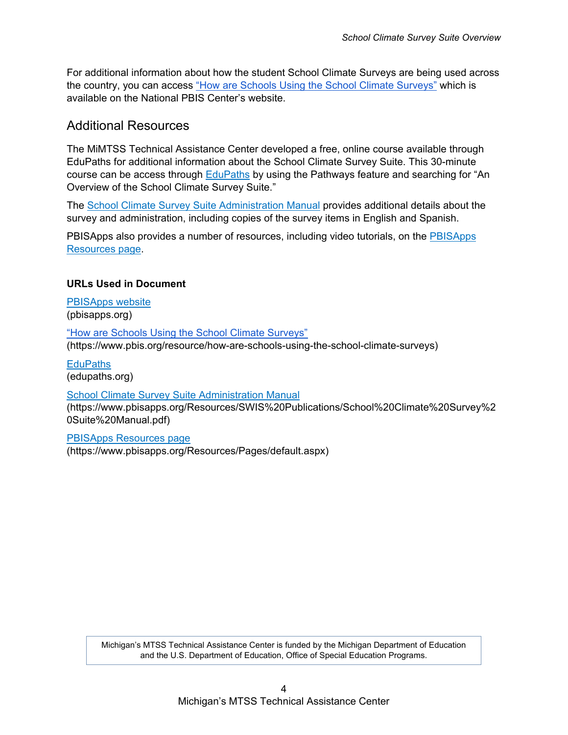For additional information about how the student School Climate Surveys are being used across the country, you can access “How are Schools Using the School Climate Surveys” which is available on the National PBIS Center’s website.

## Additional Resources

The MiMTSS Technical Assistance Center developed a free, online course available through EduPaths for additional information about the School Climate Survey Suite. This 30-minute course can be access through EduPaths by using the Pathways feature and searching for “An Overview of the School Climate Survey Suite.”

The School Climate Survey Suite Administration Manual provides additional details about the survey and administration, including copies of the survey items in English and Spanish.

PBISApps also provides a number of resources, including video tutorials, on the PBISApps Resources page.

**URLs Used in Document**

PBISApps website
(pbisapps.org)

“How are Schools Using the School Climate Surveys”
(https://www.pbis.org/resource/how-are-schools-using-the-school-climate-surveys)

EduPaths
(edupaths.org)

School Climate Survey Suite Administration Manual
(https://www.pbisapps.org/Resources/SWIS%20Publications/School%20Climate%20Survey%20Suite%20Manual.pdf)

PBISApps Resources page
(https://www.pbisapps.org/Resources/Pages/default.aspx)

Michigan’s MTSS Technical Assistance Center is funded by the Michigan Department of Education and the U.S. Department of Education, Office of Special Education Programs.